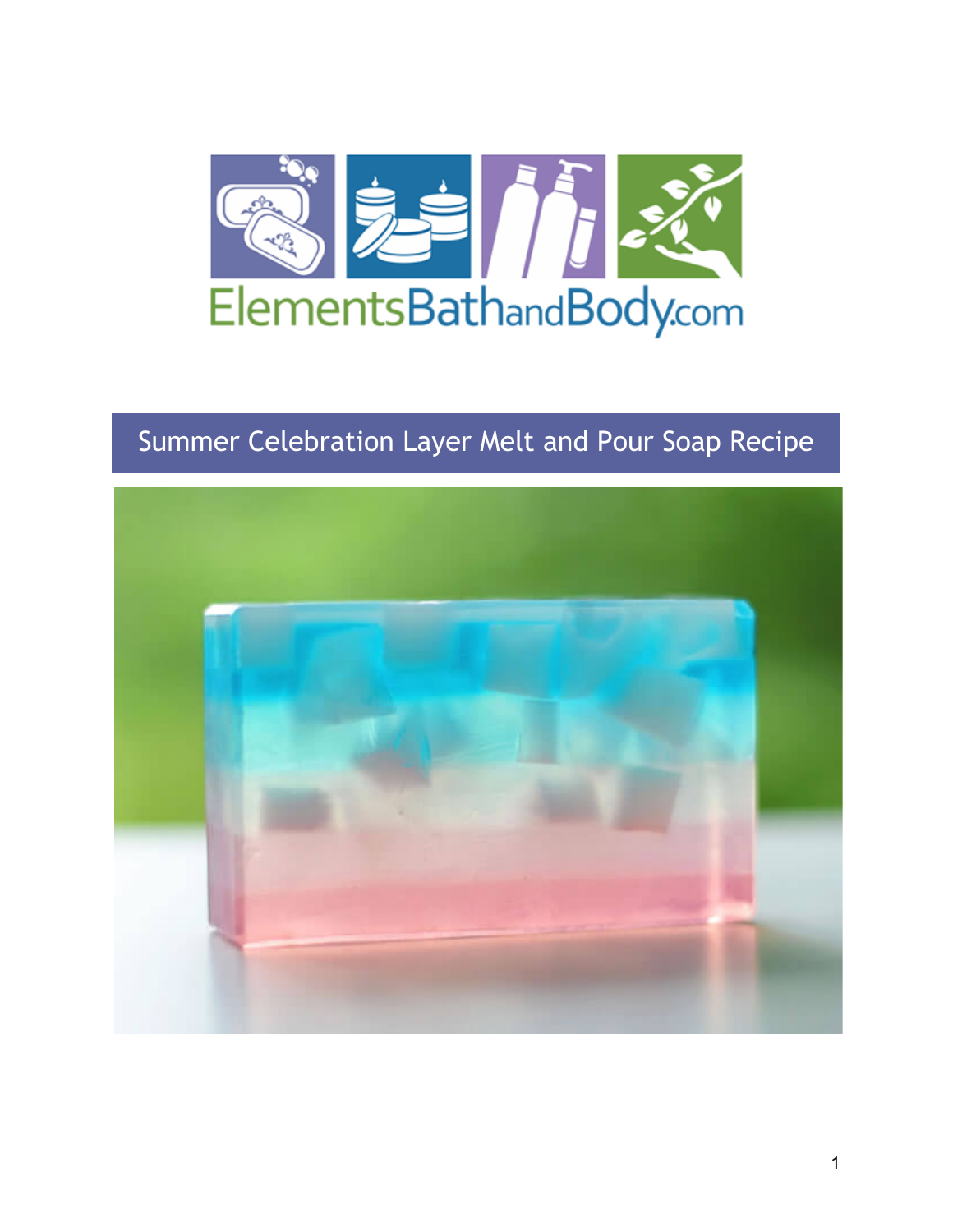ElementsBathandBody.com

# Summer Celebration Layer Melt and Pour Soap Recipe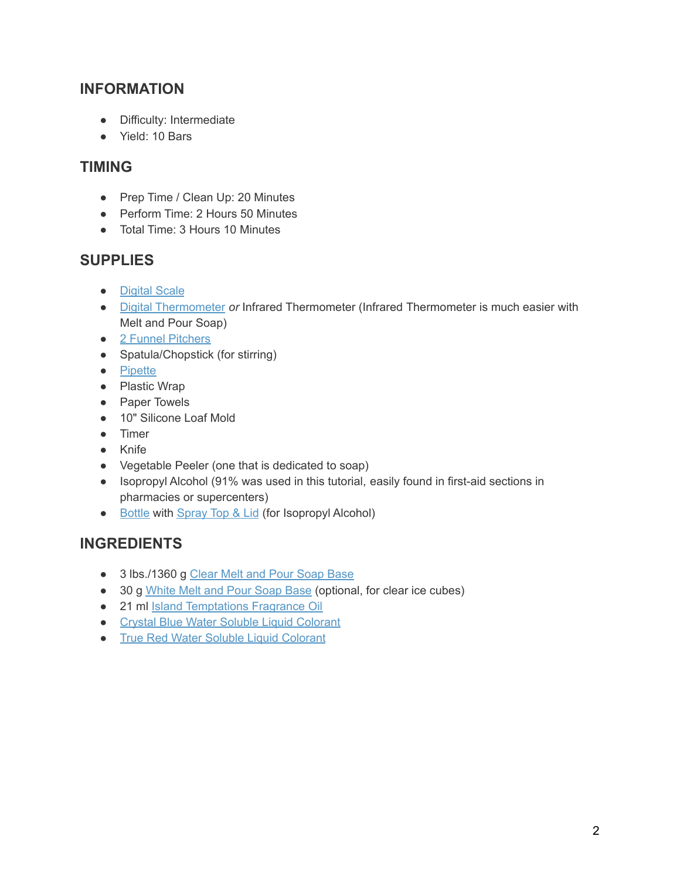## INFORMATION

- Difficulty: Intermediate
- Yield: 10 Bars

## TIMING

- Prep Time / Clean Up: 20 Minutes
- Perform Time: 2 Hours 50 Minutes
- Total Time: 3 Hours 10 Minutes

## SUPPLIES

- Digital Scale
- Digital Thermometer *or* Infrared Thermometer (Infrared Thermometer is much easier with Melt and Pour Soap)
- 2 Funnel Pitchers
- Spatula/Chopstick (for stirring)
- Pipette
- Plastic Wrap
- Paper Towels
- 10" Silicone Loaf Mold
- Timer
- Knife
- Vegetable Peeler (one that is dedicated to soap)
- Isopropyl Alcohol (91% was used in this tutorial, easily found in first-aid sections in pharmacies or supercenters)
- Bottle with Spray Top & Lid (for Isopropyl Alcohol)

## INGREDIENTS

- 3 lbs./1360 g Clear Melt and Pour Soap Base
- 30 g White Melt and Pour Soap Base (optional, for clear ice cubes)
- 21 ml Island Temptations Fragrance Oil
- Crystal Blue Water Soluble Liquid Colorant
- True Red Water Soluble Liquid Colorant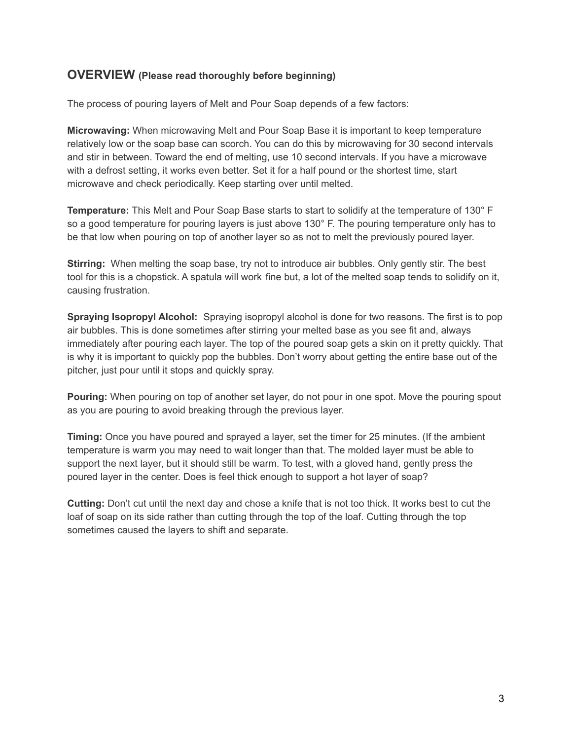## OVERVIEW (Please read thoroughly before beginning)

The process of pouring layers of Melt and Pour Soap depends of a few factors:

**Microwaving:** When microwaving Melt and Pour Soap Base it is important to keep temperature relatively low or the soap base can scorch. You can do this by microwaving for 30 second intervals and stir in between. Toward the end of melting, use 10 second intervals. If you have a microwave with a defrost setting, it works even better. Set it for a half pound or the shortest time, start microwave and check periodically. Keep starting over until melted.

**Temperature:** This Melt and Pour Soap Base starts to start to solidify at the temperature of 130° F so a good temperature for pouring layers is just above 130° F. The pouring temperature only has to be that low when pouring on top of another layer so as not to melt the previously poured layer.

**Stirring:** When melting the soap base, try not to introduce air bubbles. Only gently stir. The best tool for this is a chopstick. A spatula will work fine but, a lot of the melted soap tends to solidify on it, causing frustration.

**Spraying Isopropyl Alcohol:** Spraying isopropyl alcohol is done for two reasons. The first is to pop air bubbles. This is done sometimes after stirring your melted base as you see fit and, always immediately after pouring each layer. The top of the poured soap gets a skin on it pretty quickly. That is why it is important to quickly pop the bubbles. Don't worry about getting the entire base out of the pitcher, just pour until it stops and quickly spray.

**Pouring:** When pouring on top of another set layer, do not pour in one spot. Move the pouring spout as you are pouring to avoid breaking through the previous layer.

**Timing:** Once you have poured and sprayed a layer, set the timer for 25 minutes. (If the ambient temperature is warm you may need to wait longer than that. The molded layer must be able to support the next layer, but it should still be warm. To test, with a gloved hand, gently press the poured layer in the center. Does is feel thick enough to support a hot layer of soap?

**Cutting:** Don't cut until the next day and chose a knife that is not too thick. It works best to cut the loaf of soap on its side rather than cutting through the top of the loaf. Cutting through the top sometimes caused the layers to shift and separate.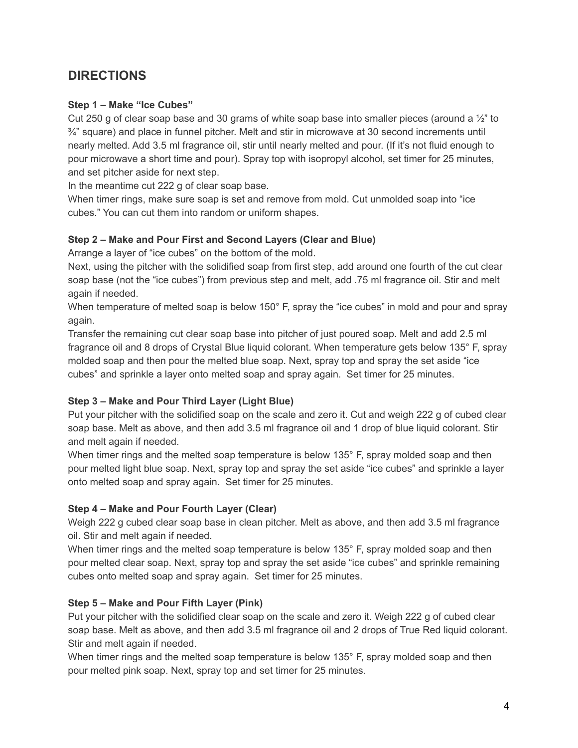## DIRECTIONS

**Step 1 – Make "Ice Cubes"**

Cut 250 g of clear soap base and 30 grams of white soap base into smaller pieces (around a ½" to ¾" square) and place in funnel pitcher. Melt and stir in microwave at 30 second increments until nearly melted. Add 3.5 ml fragrance oil, stir until nearly melted and pour. (If it's not fluid enough to pour microwave a short time and pour). Spray top with isopropyl alcohol, set timer for 25 minutes, and set pitcher aside for next step.

In the meantime cut 222 g of clear soap base.

When timer rings, make sure soap is set and remove from mold. Cut unmolded soap into "ice cubes." You can cut them into random or uniform shapes.

**Step 2 – Make and Pour First and Second Layers (Clear and Blue)**

Arrange a layer of "ice cubes" on the bottom of the mold.

Next, using the pitcher with the solidified soap from first step, add around one fourth of the cut clear soap base (not the "ice cubes") from previous step and melt, add .75 ml fragrance oil. Stir and melt again if needed.

When temperature of melted soap is below 150° F, spray the "ice cubes" in mold and pour and spray again.

Transfer the remaining cut clear soap base into pitcher of just poured soap. Melt and add 2.5 ml fragrance oil and 8 drops of Crystal Blue liquid colorant. When temperature gets below 135° F, spray molded soap and then pour the melted blue soap. Next, spray top and spray the set aside "ice cubes" and sprinkle a layer onto melted soap and spray again. Set timer for 25 minutes.

**Step 3 – Make and Pour Third Layer (Light Blue)**

Put your pitcher with the solidified soap on the scale and zero it. Cut and weigh 222 g of cubed clear soap base. Melt as above, and then add 3.5 ml fragrance oil and 1 drop of blue liquid colorant. Stir and melt again if needed.

When timer rings and the melted soap temperature is below 135° F, spray molded soap and then pour melted light blue soap. Next, spray top and spray the set aside "ice cubes" and sprinkle a layer onto melted soap and spray again. Set timer for 25 minutes.

**Step 4 – Make and Pour Fourth Layer (Clear)**

Weigh 222 g cubed clear soap base in clean pitcher. Melt as above, and then add 3.5 ml fragrance oil. Stir and melt again if needed.

When timer rings and the melted soap temperature is below 135° F, spray molded soap and then pour melted clear soap. Next, spray top and spray the set aside "ice cubes" and sprinkle remaining cubes onto melted soap and spray again. Set timer for 25 minutes.

**Step 5 – Make and Pour Fifth Layer (Pink)**

Put your pitcher with the solidified clear soap on the scale and zero it. Weigh 222 g of cubed clear soap base. Melt as above, and then add 3.5 ml fragrance oil and 2 drops of True Red liquid colorant. Stir and melt again if needed.

When timer rings and the melted soap temperature is below 135° F, spray molded soap and then pour melted pink soap. Next, spray top and set timer for 25 minutes.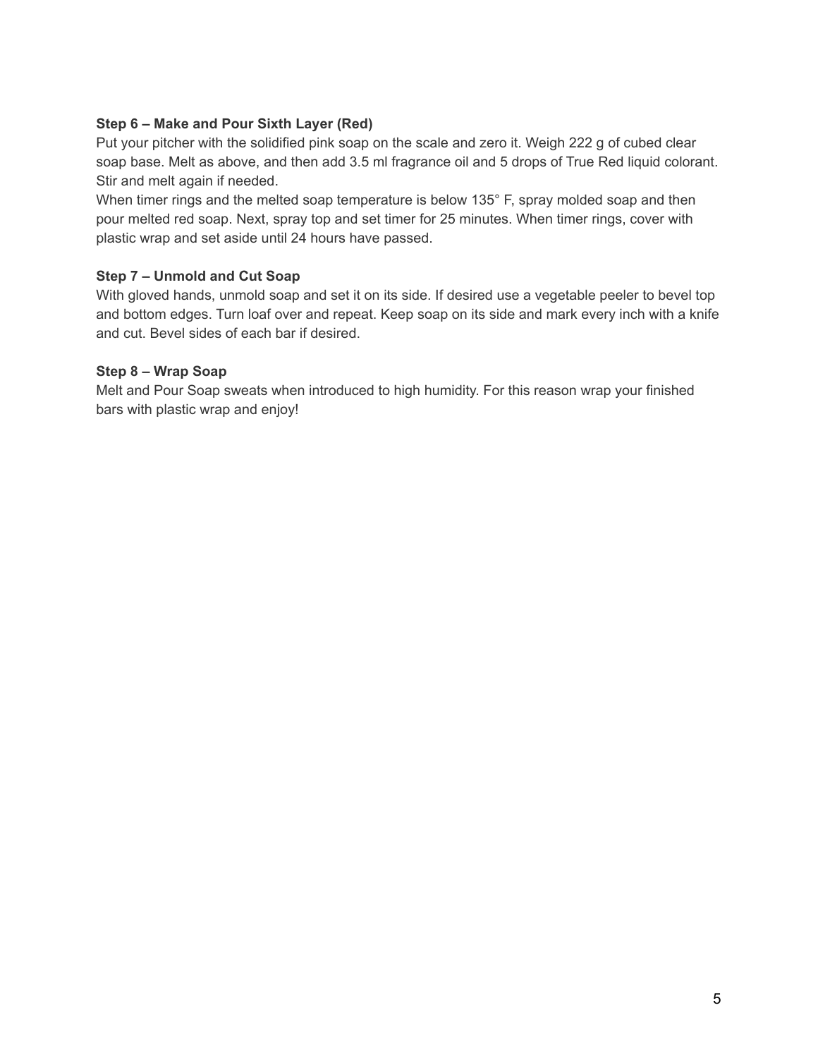**Step 6 – Make and Pour Sixth Layer (Red)**

Put your pitcher with the solidified pink soap on the scale and zero it. Weigh 222 g of cubed clear soap base. Melt as above, and then add 3.5 ml fragrance oil and 5 drops of True Red liquid colorant. Stir and melt again if needed.

When timer rings and the melted soap temperature is below 135° F, spray molded soap and then pour melted red soap. Next, spray top and set timer for 25 minutes. When timer rings, cover with plastic wrap and set aside until 24 hours have passed.

**Step 7 – Unmold and Cut Soap**

With gloved hands, unmold soap and set it on its side. If desired use a vegetable peeler to bevel top and bottom edges. Turn loaf over and repeat. Keep soap on its side and mark every inch with a knife and cut. Bevel sides of each bar if desired.

**Step 8 – Wrap Soap**

Melt and Pour Soap sweats when introduced to high humidity. For this reason wrap your finished bars with plastic wrap and enjoy!